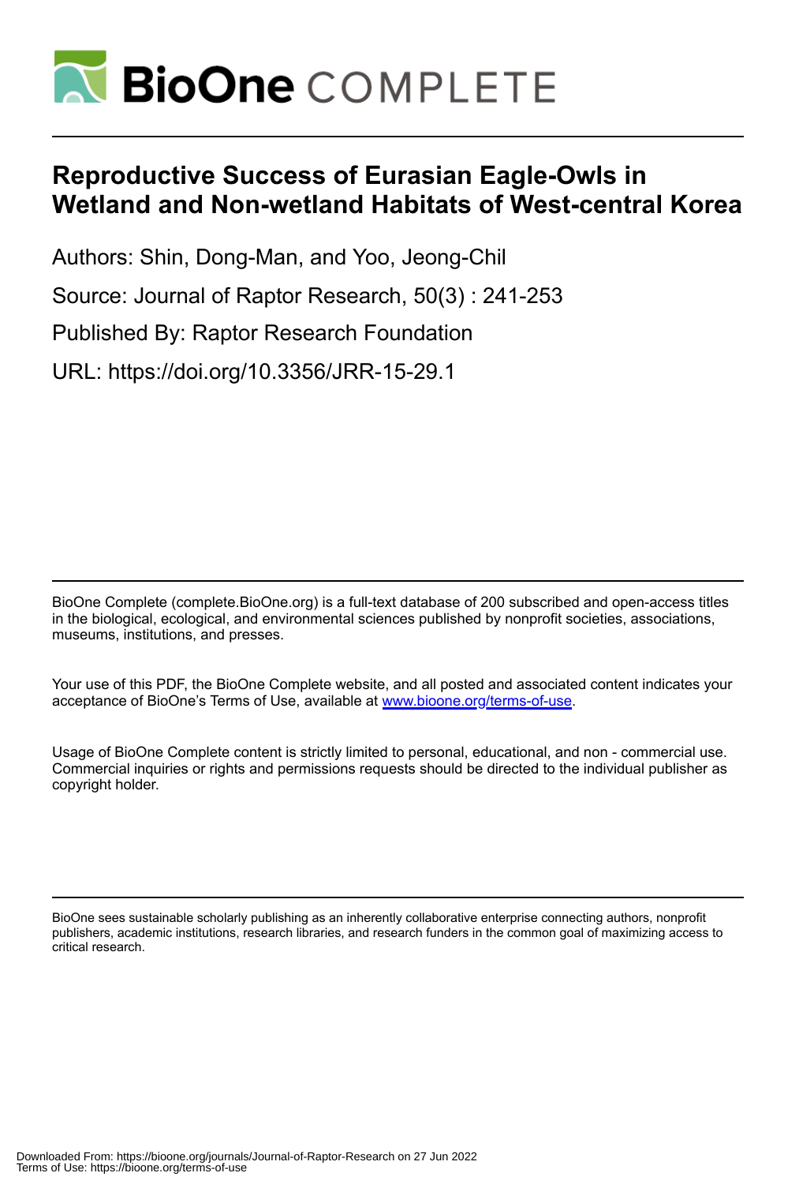# Reproductive Success of Eurasian Eagle-Owls in Wetland and Non-wetland Habitats of West-central Korea

Authors: Shin, Dong-Man, and Yoo, Jeong-Chil

Source: Journal of Raptor Research, 50(3) : 241-253

Published By: Raptor Research Foundation

URL: https://doi.org/10.3356/JRR-15-29.1

BioOne Complete (complete.BioOne.org) is a full-text database of 200 subscribed and open-access titles in the biological, ecological, and environmental sciences published by nonprofit societies, associations, museums, institutions, and presses.

Your use of this PDF, the BioOne Complete website, and all posted and associated content indicates your acceptance of BioOne's Terms of Use, available at www.bioone.org/terms-of-use.

Usage of BioOne Complete content is strictly limited to personal, educational, and non - commercial use. Commercial inquiries or rights and permissions requests should be directed to the individual publisher as copyright holder.

BioOne sees sustainable scholarly publishing as an inherently collaborative enterprise connecting authors, nonprofit publishers, academic institutions, research libraries, and research funders in the common goal of maximizing access to critical research.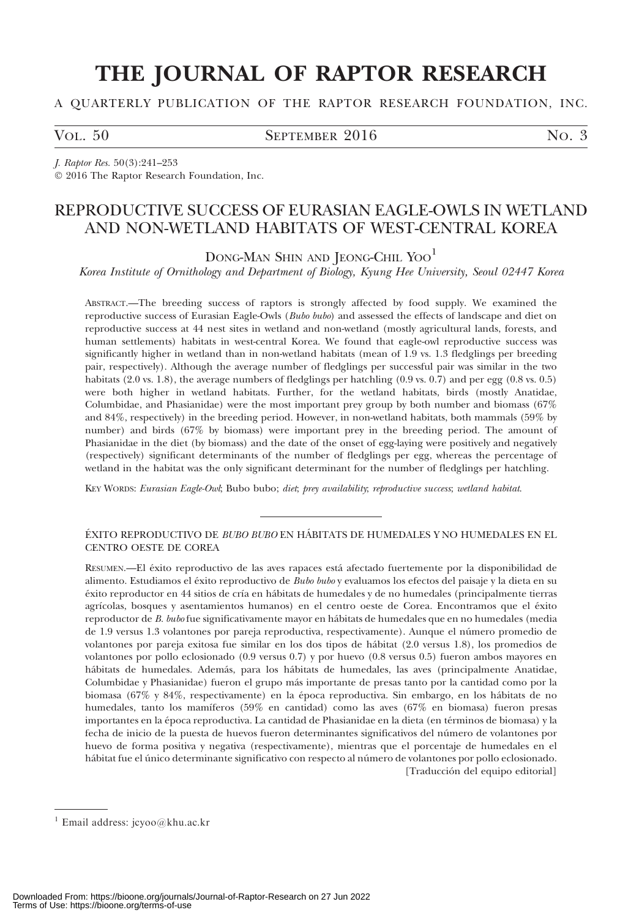# THE JOURNAL OF RAPTOR RESEARCH

A QUARTERLY PUBLICATION OF THE RAPTOR RESEARCH FOUNDATION, INC.

*J. Raptor Res.* 50(3):241–253
© 2016 The Raptor Research Foundation, Inc.

## REPRODUCTIVE SUCCESS OF EURASIAN EAGLE-OWLS IN WETLAND AND NON-WETLAND HABITATS OF WEST-CENTRAL KOREA

DONG-MAN SHIN AND JEONG-CHIL YOO[1]

*Korea Institute of Ornithology and Department of Biology, Kyung Hee University, Seoul 02447 Korea*

ABSTRACT.—The breeding success of raptors is strongly affected by food supply. We examined the reproductive success of Eurasian Eagle-Owls (*Bubo bubo*) and assessed the effects of landscape and diet on reproductive success at 44 nest sites in wetland and non-wetland (mostly agricultural lands, forests, and human settlements) habitats in west-central Korea. We found that eagle-owl reproductive success was significantly higher in wetland than in non-wetland habitats (mean of 1.9 vs. 1.3 fledglings per breeding pair, respectively). Although the average number of fledglings per successful pair was similar in the two habitats (2.0 vs. 1.8), the average numbers of fledglings per hatchling (0.9 vs. 0.7) and per egg (0.8 vs. 0.5) were both higher in wetland habitats. Further, for the wetland habitats, birds (mostly Anatidae, Columbidae, and Phasianidae) were the most important prey group by both number and biomass (67% and 84%, respectively) in the breeding period. However, in non-wetland habitats, both mammals (59% by number) and birds (67% by biomass) were important prey in the breeding period. The amount of Phasianidae in the diet (by biomass) and the date of the onset of egg-laying were positively and negatively (respectively) significant determinants of the number of fledglings per egg, whereas the percentage of wetland in the habitat was the only significant determinant for the number of fledglings per hatchling.

KEY WORDS: *Eurasian Eagle-Owl*; Bubo bubo; *diet*; *prey availability*; *reproductive success*; *wetland habitat*.

ÉXITO REPRODUCTIVO DE *BUBO BUBO* EN HÁBITATS DE HUMEDALES Y NO HUMEDALES EN EL CENTRO OESTE DE COREA

RESUMEN.—El éxito reproductivo de las aves rapaces está afectado fuertemente por la disponibilidad de alimento. Estudiamos el éxito reproductivo de *Bubo bubo* y evaluamos los efectos del paisaje y la dieta en su éxito reproductor en 44 sitios de cría en hábitats de humedales y de no humedales (principalmente tierras agrícolas, bosques y asentamientos humanos) en el centro oeste de Corea. Encontramos que el éxito reproductor de *B. bubo* fue significativamente mayor en hábitats de humedales que en no humedales (media de 1.9 versus 1.3 volantones por pareja reproductiva, respectivamente). Aunque el número promedio de volantones por pareja exitosa fue similar en los dos tipos de hábitat (2.0 versus 1.8), los promedios de volantones por pollo eclosionado (0.9 versus 0.7) y por huevo (0.8 versus 0.5) fueron ambos mayores en hábitats de humedales. Además, para los hábitats de humedales, las aves (principalmente Anatidae, Columbidae y Phasianidae) fueron el grupo más importante de presas tanto por la cantidad como por la biomasa (67% y 84%, respectivamente) en la época reproductiva. Sin embargo, en los hábitats de no humedales, tanto los mamíferos (59% en cantidad) como las aves (67% en biomasa) fueron presas importantes en la época reproductiva. La cantidad de Phasianidae en la dieta (en términos de biomasa) y la fecha de inicio de la puesta de huevos fueron determinantes significativos del número de volantones por huevo de forma positiva y negativa (respectivamente), mientras que el porcentaje de humedales en el hábitat fue el único determinante significativo con respecto al número de volantones por pollo eclosionado.

[Traducción del equipo editorial]

[1] Email address: jcyoo@khu.ac.kr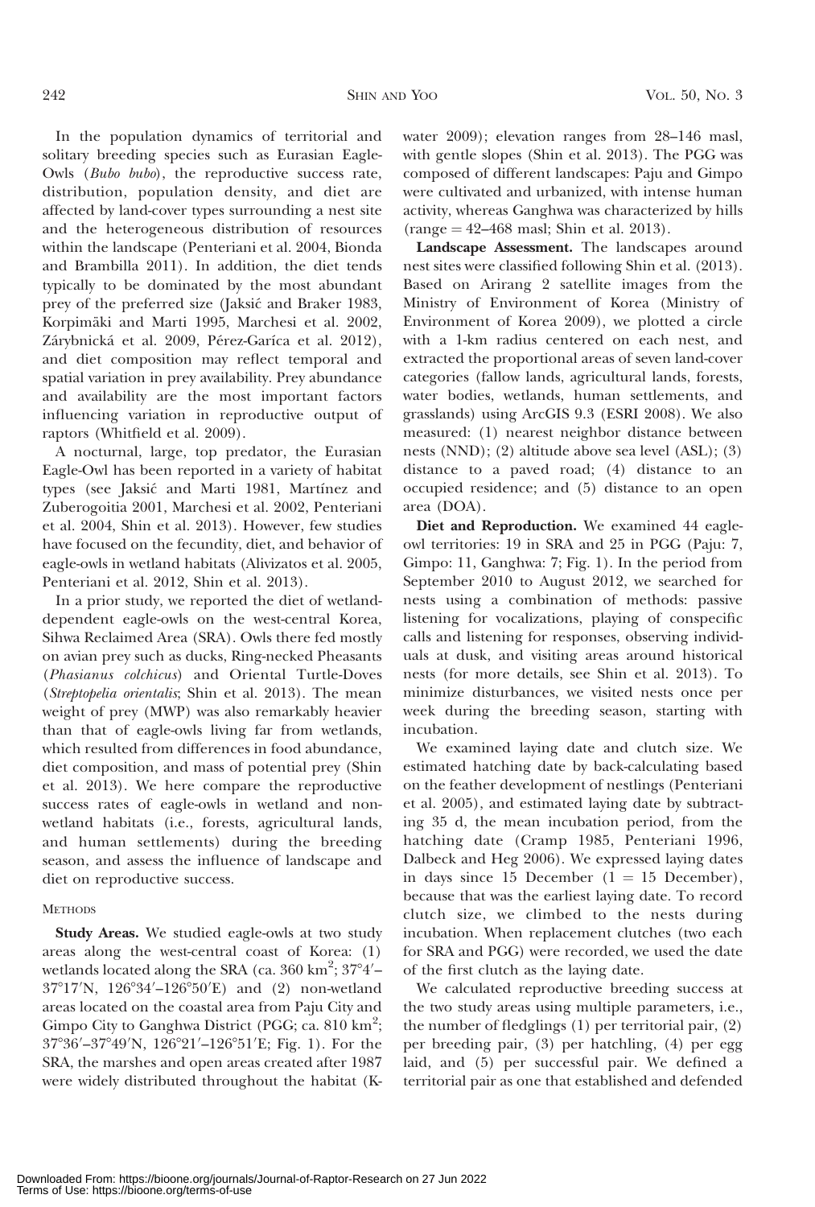In the population dynamics of territorial and solitary breeding species such as Eurasian Eagle-Owls (*Bubo bubo*), the reproductive success rate, distribution, population density, and diet are affected by land-cover types surrounding a nest site and the heterogeneous distribution of resources within the landscape (Penteriani et al. 2004, Bionda and Brambilla 2011). In addition, the diet tends typically to be dominated by the most abundant prey of the preferred size (Jaksić and Braker 1983, Korpimäki and Marti 1995, Marchesi et al. 2002, Zárybnická et al. 2009, Pérez-Garíca et al. 2012), and diet composition may reflect temporal and spatial variation in prey availability. Prey abundance and availability are the most important factors influencing variation in reproductive output of raptors (Whitfield et al. 2009).

A nocturnal, large, top predator, the Eurasian Eagle-Owl has been reported in a variety of habitat types (see Jaksić and Marti 1981, Martínez and Zuberogoitia 2001, Marchesi et al. 2002, Penteriani et al. 2004, Shin et al. 2013). However, few studies have focused on the fecundity, diet, and behavior of eagle-owls in wetland habitats (Alivizatos et al. 2005, Penteriani et al. 2012, Shin et al. 2013).

In a prior study, we reported the diet of wetland-dependent eagle-owls on the west-central Korea, Sihwa Reclaimed Area (SRA). Owls there fed mostly on avian prey such as ducks, Ring-necked Pheasants (*Phasianus colchicus*) and Oriental Turtle-Doves (*Streptopelia orientalis*; Shin et al. 2013). The mean weight of prey (MWP) was also remarkably heavier than that of eagle-owls living far from wetlands, which resulted from differences in food abundance, diet composition, and mass of potential prey (Shin et al. 2013). We here compare the reproductive success rates of eagle-owls in wetland and non-wetland habitats (i.e., forests, agricultural lands, and human settlements) during the breeding season, and assess the influence of landscape and diet on reproductive success.

## METHODS

**Study Areas.** We studied eagle-owls at two study areas along the west-central coast of Korea: (1) wetlands located along the SRA (ca. 360 km$^2$; 37°4′–37°17′N, 126°34′–126°50′E) and (2) non-wetland areas located on the coastal area from Paju City and Gimpo City to Ganghwa District (PGG; ca. 810 km$^2$; 37°36′–37°49′N, 126°21′–126°51′E; Fig. 1). For the SRA, the marshes and open areas created after 1987 were widely distributed throughout the habitat (K-water 2009); elevation ranges from 28–146 masl, with gentle slopes (Shin et al. 2013). The PGG was composed of different landscapes: Paju and Gimpo were cultivated and urbanized, with intense human activity, whereas Ganghwa was characterized by hills (range = 42–468 masl; Shin et al. 2013).

**Landscape Assessment.** The landscapes around nest sites were classified following Shin et al. (2013). Based on Arirang 2 satellite images from the Ministry of Environment of Korea (Ministry of Environment of Korea 2009), we plotted a circle with a 1-km radius centered on each nest, and extracted the proportional areas of seven land-cover categories (fallow lands, agricultural lands, forests, water bodies, wetlands, human settlements, and grasslands) using ArcGIS 9.3 (ESRI 2008). We also measured: (1) nearest neighbor distance between nests (NND); (2) altitude above sea level (ASL); (3) distance to a paved road; (4) distance to an occupied residence; and (5) distance to an open area (DOA).

**Diet and Reproduction.** We examined 44 eagle-owl territories: 19 in SRA and 25 in PGG (Paju: 7, Gimpo: 11, Ganghwa: 7; Fig. 1). In the period from September 2010 to August 2012, we searched for nests using a combination of methods: passive listening for vocalizations, playing of conspecific calls and listening for responses, observing individuals at dusk, and visiting areas around historical nests (for more details, see Shin et al. 2013). To minimize disturbances, we visited nests once per week during the breeding season, starting with incubation.

We examined laying date and clutch size. We estimated hatching date by back-calculating based on the feather development of nestlings (Penteriani et al. 2005), and estimated laying date by subtracting 35 d, the mean incubation period, from the hatching date (Cramp 1985, Penteriani 1996, Dalbeck and Heg 2006). We expressed laying dates in days since 15 December (1 = 15 December), because that was the earliest laying date. To record clutch size, we climbed to the nests during incubation. When replacement clutches (two each for SRA and PGG) were recorded, we used the date of the first clutch as the laying date.

We calculated reproductive breeding success at the two study areas using multiple parameters, i.e., the number of fledglings (1) per territorial pair, (2) per breeding pair, (3) per hatchling, (4) per egg laid, and (5) per successful pair. We defined a territorial pair as one that established and defended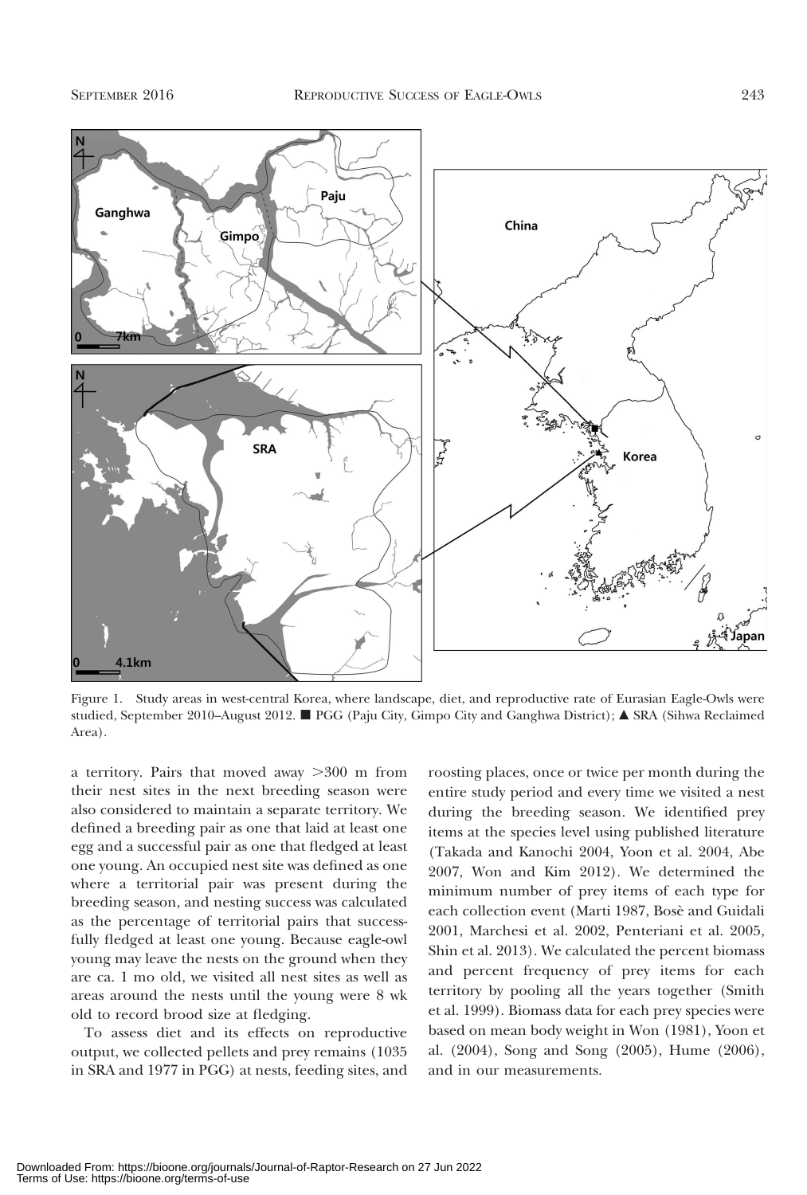Figure 1. Study areas in west-central Korea, where landscape, diet, and reproductive rate of Eurasian Eagle-Owls were studied, September 2010–August 2012. ■ PGG (Paju City, Gimpo City and Ganghwa District); ▲ SRA (Sihwa Reclaimed Area).

a territory. Pairs that moved away >300 m from their nest sites in the next breeding season were also considered to maintain a separate territory. We defined a breeding pair as one that laid at least one egg and a successful pair as one that fledged at least one young. An occupied nest site was defined as one where a territorial pair was present during the breeding season, and nesting success was calculated as the percentage of territorial pairs that successfully fledged at least one young. Because eagle-owl young may leave the nests on the ground when they are ca. 1 mo old, we visited all nest sites as well as areas around the nests until the young were 8 wk old to record brood size at fledging.

To assess diet and its effects on reproductive output, we collected pellets and prey remains (1035 in SRA and 1977 in PGG) at nests, feeding sites, and roosting places, once or twice per month during the entire study period and every time we visited a nest during the breeding season. We identified prey items at the species level using published literature (Takada and Kanochi 2004, Yoon et al. 2004, Abe 2007, Won and Kim 2012). We determined the minimum number of prey items of each type for each collection event (Marti 1987, Bosè and Guidali 2001, Marchesi et al. 2002, Penteriani et al. 2005, Shin et al. 2013). We calculated the percent biomass and percent frequency of prey items for each territory by pooling all the years together (Smith et al. 1999). Biomass data for each prey species were based on mean body weight in Won (1981), Yoon et al. (2004), Song and Song (2005), Hume (2006), and in our measurements.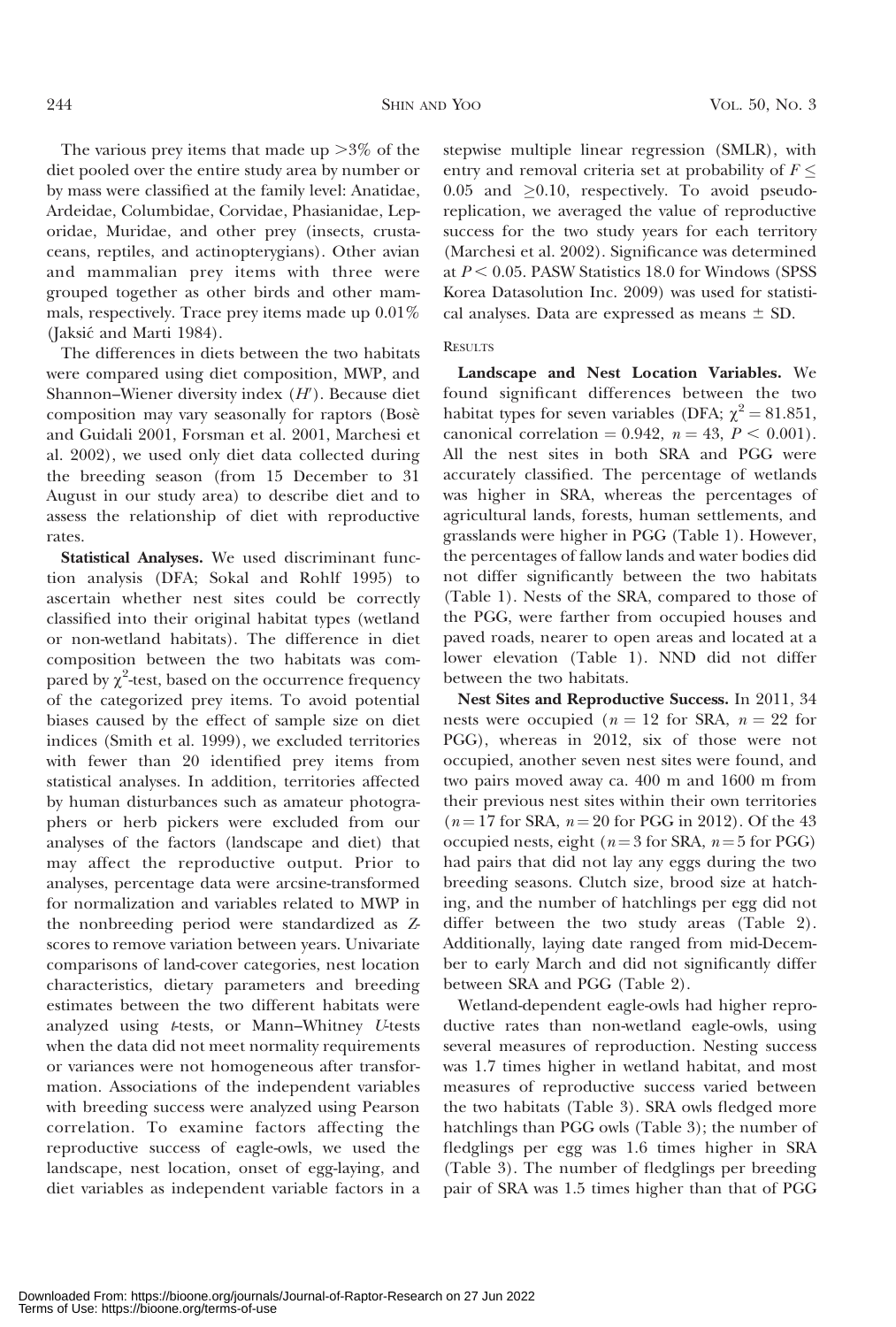The various prey items that made up >3% of the diet pooled over the entire study area by number or by mass were classified at the family level: Anatidae, Ardeidae, Columbidae, Corvidae, Phasianidae, Leporidae, Muridae, and other prey (insects, crustaceans, reptiles, and actinopterygians). Other avian and mammalian prey items with three were grouped together as other birds and other mammals, respectively. Trace prey items made up 0.01% (Jaksić and Marti 1984).

The differences in diets between the two habitats were compared using diet composition, MWP, and Shannon–Wiener diversity index ($H'$). Because diet composition may vary seasonally for raptors (Bosè and Guidali 2001, Forsman et al. 2001, Marchesi et al. 2002), we used only diet data collected during the breeding season (from 15 December to 31 August in our study area) to describe diet and to assess the relationship of diet with reproductive rates.

**Statistical Analyses.** We used discriminant function analysis (DFA; Sokal and Rohlf 1995) to ascertain whether nest sites could be correctly classified into their original habitat types (wetland or non-wetland habitats). The difference in diet composition between the two habitats was compared by $\chi^2$-test, based on the occurrence frequency of the categorized prey items. To avoid potential biases caused by the effect of sample size on diet indices (Smith et al. 1999), we excluded territories with fewer than 20 identified prey items from statistical analyses. In addition, territories affected by human disturbances such as amateur photographers or herb pickers were excluded from our analyses of the factors (landscape and diet) that may affect the reproductive output. Prior to analyses, percentage data were arcsine-transformed for normalization and variables related to MWP in the nonbreeding period were standardized as $Z$-scores to remove variation between years. Univariate comparisons of land-cover categories, nest location characteristics, dietary parameters and breeding estimates between the two different habitats were analyzed using $t$-tests, or Mann–Whitney $U$-tests when the data did not meet normality requirements or variances were not homogeneous after transformation. Associations of the independent variables with breeding success were analyzed using Pearson correlation. To examine factors affecting the reproductive success of eagle-owls, we used the landscape, nest location, onset of egg-laying, and diet variables as independent variable factors in a stepwise multiple linear regression (SMLR), with entry and removal criteria set at probability of $F \leq 0.05$ and $\geq 0.10$, respectively. To avoid pseudoreplication, we averaged the value of reproductive success for the two study years for each territory (Marchesi et al. 2002). Significance was determined at $P < 0.05$. PASW Statistics 18.0 for Windows (SPSS Korea Datasolution Inc. 2009) was used for statistical analyses. Data are expressed as means ± SD.

## RESULTS

**Landscape and Nest Location Variables.** We found significant differences between the two habitat types for seven variables (DFA; $\chi^2 = 81.851$, canonical correlation = 0.942, $n = 43$, $P < 0.001$). All the nest sites in both SRA and PGG were accurately classified. The percentage of wetlands was higher in SRA, whereas the percentages of agricultural lands, forests, human settlements, and grasslands were higher in PGG (Table 1). However, the percentages of fallow lands and water bodies did not differ significantly between the two habitats (Table 1). Nests of the SRA, compared to those of the PGG, were farther from occupied houses and paved roads, nearer to open areas and located at a lower elevation (Table 1). NND did not differ between the two habitats.

**Nest Sites and Reproductive Success.** In 2011, 34 nests were occupied ($n = 12$ for SRA, $n = 22$ for PGG), whereas in 2012, six of those were not occupied, another seven nest sites were found, and two pairs moved away ca. 400 m and 1600 m from their previous nest sites within their own territories ($n = 17$ for SRA, $n = 20$ for PGG in 2012). Of the 43 occupied nests, eight ($n = 3$ for SRA, $n = 5$ for PGG) had pairs that did not lay any eggs during the two breeding seasons. Clutch size, brood size at hatching, and the number of hatchlings per egg did not differ between the two study areas (Table 2). Additionally, laying date ranged from mid-December to early March and did not significantly differ between SRA and PGG (Table 2).

Wetland-dependent eagle-owls had higher reproductive rates than non-wetland eagle-owls, using several measures of reproduction. Nesting success was 1.7 times higher in wetland habitat, and most measures of reproductive success varied between the two habitats (Table 3). SRA owls fledged more hatchlings than PGG owls (Table 3); the number of fledglings per egg was 1.6 times higher in SRA (Table 3). The number of fledglings per breeding pair of SRA was 1.5 times higher than that of PGG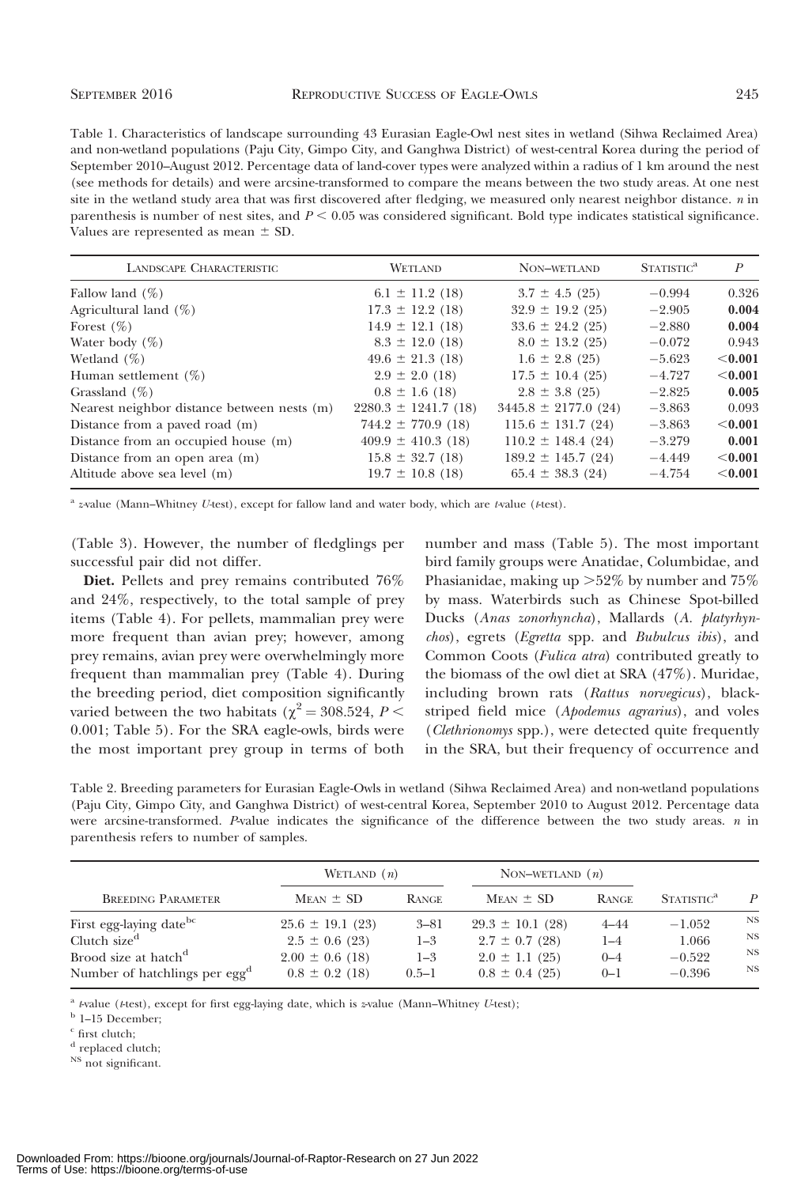Table 1. Characteristics of landscape surrounding 43 Eurasian Eagle-Owl nest sites in wetland (Sihwa Reclaimed Area) and non-wetland populations (Paju City, Gimpo City, and Ganghwa District) of west-central Korea during the period of September 2010–August 2012. Percentage data of land-cover types were analyzed within a radius of 1 km around the nest (see methods for details) and were arcsine-transformed to compare the means between the two study areas. At one nest site in the wetland study area that was first discovered after fledging, we measured only nearest neighbor distance. $n$ in parenthesis is number of nest sites, and $P < 0.05$ was considered significant. Bold type indicates statistical significance. Values are represented as mean ± SD.

| Landscape Characteristic | Wetland | Non-wetland | Statistic[a] | $P$ |
|---|---|---|---|---|
| Fallow land (%) | 6.1 ± 11.2 (18) | 3.7 ± 4.5 (25) | −0.994 | 0.326 |
| Agricultural land (%) | 17.3 ± 12.2 (18) | 32.9 ± 19.2 (25) | −2.905 | **0.004** |
| Forest (%) | 14.9 ± 12.1 (18) | 33.6 ± 24.2 (25) | −2.880 | **0.004** |
| Water body (%) | 8.3 ± 12.0 (18) | 8.0 ± 13.2 (25) | −0.072 | 0.943 |
| Wetland (%) | 49.6 ± 21.3 (18) | 1.6 ± 2.8 (25) | −5.623 | **<0.001** |
| Human settlement (%) | 2.9 ± 2.0 (18) | 17.5 ± 10.4 (25) | −4.727 | **<0.001** |
| Grassland (%) | 0.8 ± 1.6 (18) | 2.8 ± 3.8 (25) | −2.825 | **0.005** |
| Nearest neighbor distance between nests (m) | 2280.3 ± 1241.7 (18) | 3445.8 ± 2177.0 (24) | −3.863 | 0.093 |
| Distance from a paved road (m) | 744.2 ± 770.9 (18) | 115.6 ± 131.7 (24) | −3.863 | **<0.001** |
| Distance from an occupied house (m) | 409.9 ± 410.3 (18) | 110.2 ± 148.4 (24) | −3.279 | **0.001** |
| Distance from an open area (m) | 15.8 ± 32.7 (18) | 189.2 ± 145.7 (24) | −4.449 | **<0.001** |
| Altitude above sea level (m) | 19.7 ± 10.8 (18) | 65.4 ± 38.3 (24) | −4.754 | **<0.001** |

[a] $z$-value (Mann–Whitney $U$-test), except for fallow land and water body, which are $t$-value ($t$-test).

(Table 3). However, the number of fledglings per successful pair did not differ.

**Diet.** Pellets and prey remains contributed 76% and 24%, respectively, to the total sample of prey items (Table 4). For pellets, mammalian prey were more frequent than avian prey; however, among prey remains, avian prey were overwhelmingly more frequent than mammalian prey (Table 4). During the breeding period, diet composition significantly varied between the two habitats ($\chi^2 = 308.524$, $P < 0.001$; Table 5). For the SRA eagle-owls, birds were the most important prey group in terms of both number and mass (Table 5). The most important bird family groups were Anatidae, Columbidae, and Phasianidae, making up >52% by number and 75% by mass. Waterbirds such as Chinese Spot-billed Ducks (*Anas zonorhyncha*), Mallards (*A. platyrhynchos*), egrets (*Egretta* spp. and *Bubulcus ibis*), and Common Coots (*Fulica atra*) contributed greatly to the biomass of the owl diet at SRA (47%). Muridae, including brown rats (*Rattus norvegicus*), black-striped field mice (*Apodemus agrarius*), and voles (*Clethrionomys* spp.), were detected quite frequently in the SRA, but their frequency of occurrence and

Table 2. Breeding parameters for Eurasian Eagle-Owls in wetland (Sihwa Reclaimed Area) and non-wetland populations (Paju City, Gimpo City, and Ganghwa District) of west-central Korea, September 2010 to August 2012. Percentage data were arcsine-transformed. $P$-value indicates the significance of the difference between the two study areas. $n$ in parenthesis refers to number of samples.

| Breeding Parameter | Wetland ($n$) | | Non-wetland ($n$) | | Statistic[a] | $P$ |
|---|---|---|---|---|---|---|
| | Mean ± SD | Range | Mean ± SD | Range | | |
| First egg-laying date[b,c] | 25.6 ± 19.1 (23) | 3–81 | 29.3 ± 10.1 (28) | 4–44 | −1.052 | NS |
| Clutch size[d] | 2.5 ± 0.6 (23) | 1–3 | 2.7 ± 0.7 (28) | 1–4 | 1.066 | NS |
| Brood size at hatch[d] | 2.00 ± 0.6 (18) | 1–3 | 2.0 ± 1.1 (25) | 0–4 | −0.522 | NS |
| Number of hatchlings per egg[d] | 0.8 ± 0.2 (18) | 0.5–1 | 0.8 ± 0.4 (25) | 0–1 | −0.396 | NS |

[a] $t$-value ($t$-test), except for first egg-laying date, which is $z$-value (Mann–Whitney $U$-test);
[b] 1–15 December;
[c] first clutch;
[d] replaced clutch;
[NS] not significant.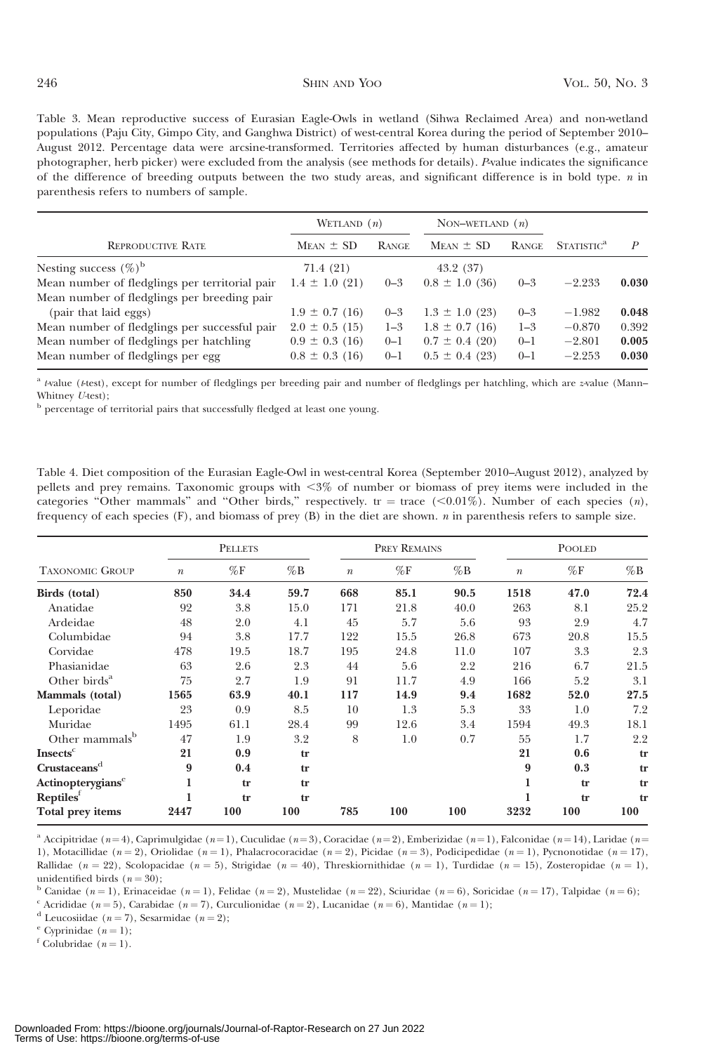Table 3. Mean reproductive success of Eurasian Eagle-Owls in wetland (Sihwa Reclaimed Area) and non-wetland populations (Paju City, Gimpo City, and Ganghwa District) of west-central Korea during the period of September 2010–August 2012. Percentage data were arcsine-transformed. Territories affected by human disturbances (e.g., amateur photographer, herb picker) were excluded from the analysis (see methods for details). *P*-value indicates the significance of the difference of breeding outputs between the two study areas, and significant difference is in bold type. *n* in parenthesis refers to numbers of sample.

| Reproductive Rate | Wetland ($n$) | | Non-wetland ($n$) | | Statistic[a] | $P$ |
|---|---|---|---|---|---|---|
| | Mean ± SD | Range | Mean ± SD | Range | | |
| Nesting success (%)[b] | 71.4 (21) | | 43.2 (37) | | | |
| Mean number of fledglings per territorial pair | 1.4 ± 1.0 (21) | 0–3 | 0.8 ± 1.0 (36) | 0–3 | −2.233 | **0.030** |
| Mean number of fledglings per breeding pair (pair that laid eggs) | 1.9 ± 0.7 (16) | 0–3 | 1.3 ± 1.0 (23) | 0–3 | −1.982 | **0.048** |
| Mean number of fledglings per successful pair | 2.0 ± 0.5 (15) | 1–3 | 1.8 ± 0.7 (16) | 1–3 | −0.870 | 0.392 |
| Mean number of fledglings per hatchling | 0.9 ± 0.3 (16) | 0–1 | 0.7 ± 0.4 (20) | 0–1 | −2.801 | **0.005** |
| Mean number of fledglings per egg | 0.8 ± 0.3 (16) | 0–1 | 0.5 ± 0.4 (23) | 0–1 | −2.253 | **0.030** |

[a] *t*-value (*t*-test), except for number of fledglings per breeding pair and number of fledglings per hatchling, which are *z*-value (Mann–Whitney *U*-test);

[b] percentage of territorial pairs that successfully fledged at least one young.

Table 4. Diet composition of the Eurasian Eagle-Owl in west-central Korea (September 2010–August 2012), analyzed by pellets and prey remains. Taxonomic groups with <3% of number or biomass of prey items were included in the categories "Other mammals" and "Other birds," respectively. tr = trace (<0.01%). Number of each species (*n*), frequency of each species (F), and biomass of prey (B) in the diet are shown. *n* in parenthesis refers to sample size.

| Taxonomic Group | Pellets | | | Prey Remains | | | Pooled | | |
|---|---|---|---|---|---|---|---|---|---|
| | $n$ | %F | %B | $n$ | %F | %B | $n$ | %F | %B |
| **Birds (total)** | **850** | **34.4** | **59.7** | **668** | **85.1** | **90.5** | **1518** | **47.0** | **72.4** |
| Anatidae | 92 | 3.8 | 15.0 | 171 | 21.8 | 40.0 | 263 | 8.1 | 25.2 |
| Ardeidae | 48 | 2.0 | 4.1 | 45 | 5.7 | 5.6 | 93 | 2.9 | 4.7 |
| Columbidae | 94 | 3.8 | 17.7 | 122 | 15.5 | 26.8 | 673 | 20.8 | 15.5 |
| Corvidae | 478 | 19.5 | 18.7 | 195 | 24.8 | 11.0 | 107 | 3.3 | 2.3 |
| Phasianidae | 63 | 2.6 | 2.3 | 44 | 5.6 | 2.2 | 216 | 6.7 | 21.5 |
| Other birds[a] | 75 | 2.7 | 1.9 | 91 | 11.7 | 4.9 | 166 | 5.2 | 3.1 |
| **Mammals (total)** | **1565** | **63.9** | **40.1** | **117** | **14.9** | **9.4** | **1682** | **52.0** | **27.5** |
| Leporidae | 23 | 0.9 | 8.5 | 10 | 1.3 | 5.3 | 33 | 1.0 | 7.2 |
| Muridae | 1495 | 61.1 | 28.4 | 99 | 12.6 | 3.4 | 1594 | 49.3 | 18.1 |
| Other mammals[b] | 47 | 1.9 | 3.2 | 8 | 1.0 | 0.7 | 55 | 1.7 | 2.2 |
| **Insects[c]** | **21** | **0.9** | **tr** | | | | **21** | **0.6** | **tr** |
| **Crustaceans[d]** | **9** | **0.4** | **tr** | | | | **9** | **0.3** | **tr** |
| **Actinopterygians[e]** | **1** | **tr** | **tr** | | | | **1** | **tr** | **tr** |
| **Reptiles[f]** | **1** | **tr** | **tr** | | | | **1** | **tr** | **tr** |
| **Total prey items** | **2447** | **100** | **100** | **785** | **100** | **100** | **3232** | **100** | **100** |

[a] Accipitridae ($n = 4$), Caprimulgidae ($n = 1$), Cuculidae ($n = 3$), Coracidae ($n = 2$), Emberizidae ($n = 1$), Falconidae ($n = 14$), Laridae ($n = 1$), Motacillidae ($n = 2$), Oriolidae ($n = 1$), Phalacrocoracidae ($n = 2$), Picidae ($n = 3$), Podicipedidae ($n = 1$), Pycnonotidae ($n = 17$), Rallidae ($n = 22$), Scolopacidae ($n = 5$), Strigidae ($n = 40$), Threskiornithidae ($n = 1$), Turdidae ($n = 15$), Zosteropidae ($n = 1$), unidentified birds ($n = 30$);

[b] Canidae ($n = 1$), Erinaceidae ($n = 1$), Felidae ($n = 2$), Mustelidae ($n = 22$), Sciuridae ($n = 6$), Soricidae ($n = 17$), Talpidae ($n = 6$);

[c] Acrididae ($n = 5$), Carabidae ($n = 7$), Curculionidae ($n = 2$), Lucanidae ($n = 6$), Mantidae ($n = 1$);

[d] Leucosiidae ($n = 7$), Sesarmidae ($n = 2$);

[e] Cyprinidae ($n = 1$);

[f] Colubridae ($n = 1$).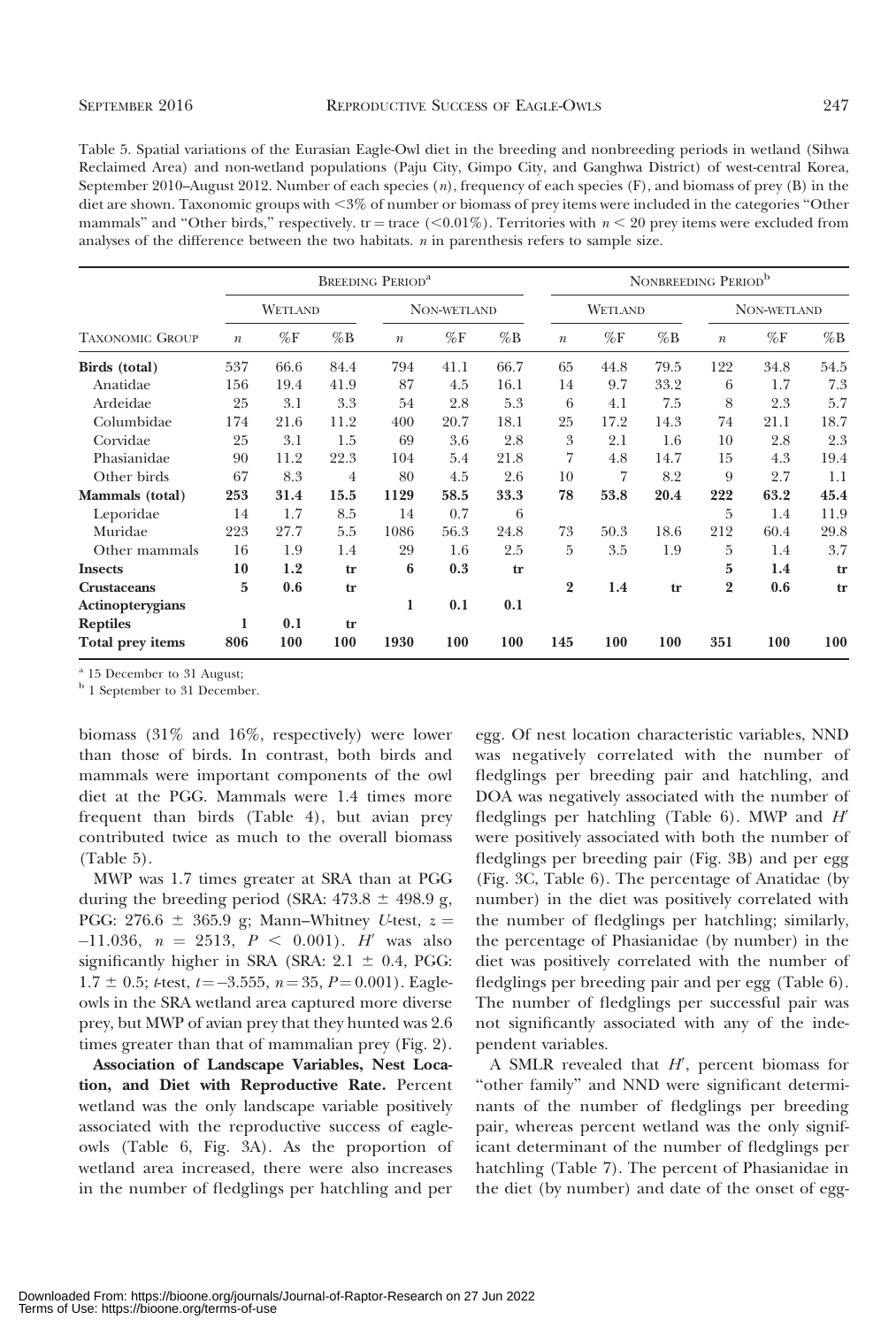Table 5. Spatial variations of the Eurasian Eagle-Owl diet in the breeding and nonbreeding periods in wetland (Sihwa Reclaimed Area) and non-wetland populations (Paju City, Gimpo City, and Ganghwa District) of west-central Korea, September 2010–August 2012. Number of each species ($n$), frequency of each species (F), and biomass of prey (B) in the diet are shown. Taxonomic groups with <3% of number or biomass of prey items were included in the categories "Other mammals" and "Other birds," respectively. tr = trace (<0.01%). Territories with $n$ < 20 prey items were excluded from analyses of the difference between the two habitats. $n$ in parenthesis refers to sample size.

| Taxonomic Group | Breeding Period[a] | | | | | | Nonbreeding Period[b] | | | | | |
|---|---|---|---|---|---|---|---|---|---|---|---|---|
| | Wetland | | | Non-wetland | | | Wetland | | | Non-wetland | | |
| | $n$ | %F | %B | $n$ | %F | %B | $n$ | %F | %B | $n$ | %F | %B |
| **Birds (total)** | 537 | 66.6 | 84.4 | 794 | 41.1 | 66.7 | 65 | 44.8 | 79.5 | 122 | 34.8 | 54.5 |
| Anatidae | 156 | 19.4 | 41.9 | 87 | 4.5 | 16.1 | 14 | 9.7 | 33.2 | 6 | 1.7 | 7.3 |
| Ardeidae | 25 | 3.1 | 3.3 | 54 | 2.8 | 5.3 | 6 | 4.1 | 7.5 | 8 | 2.3 | 5.7 |
| Columbidae | 174 | 21.6 | 11.2 | 400 | 20.7 | 18.1 | 25 | 17.2 | 14.3 | 74 | 21.1 | 18.7 |
| Corvidae | 25 | 3.1 | 1.5 | 69 | 3.6 | 2.8 | 3 | 2.1 | 1.6 | 10 | 2.8 | 2.3 |
| Phasianidae | 90 | 11.2 | 22.3 | 104 | 5.4 | 21.8 | 7 | 4.8 | 14.7 | 15 | 4.3 | 19.4 |
| Other birds | 67 | 8.3 | 4 | 80 | 4.5 | 2.6 | 10 | 7 | 8.2 | 9 | 2.7 | 1.1 |
| **Mammals (total)** | 253 | 31.4 | 15.5 | 1129 | 58.5 | 33.3 | 78 | 53.8 | 20.4 | 222 | 63.2 | 45.4 |
| Leporidae | 14 | 1.7 | 8.5 | 14 | 0.7 | 6 | | | | 5 | 1.4 | 11.9 |
| Muridae | 223 | 27.7 | 5.5 | 1086 | 56.3 | 24.8 | 73 | 50.3 | 18.6 | 212 | 60.4 | 29.8 |
| Other mammals | 16 | 1.9 | 1.4 | 29 | 1.6 | 2.5 | 5 | 3.5 | 1.9 | 5 | 1.4 | 3.7 |
| **Insects** | 10 | 1.2 | tr | 6 | 0.3 | tr | | | | 5 | 1.4 | tr |
| **Crustaceans** | 5 | 0.6 | tr | | | | 2 | 1.4 | tr | 2 | 0.6 | tr |
| **Actinopterygians** | | | | 1 | 0.1 | 0.1 | | | | | | |
| **Reptiles** | 1 | 0.1 | tr | | | | | | | | | |
| **Total prey items** | 806 | 100 | 100 | 1930 | 100 | 100 | 145 | 100 | 100 | 351 | 100 | 100 |

[a] 15 December to 31 August;
[b] 1 September to 31 December.

biomass (31% and 16%, respectively) were lower than those of birds. In contrast, both birds and mammals were important components of the owl diet at the PGG. Mammals were 1.4 times more frequent than birds (Table 4), but avian prey contributed twice as much to the overall biomass (Table 5).

MWP was 1.7 times greater at SRA than at PGG during the breeding period (SRA: 473.8 ± 498.9 g, PGG: 276.6 ± 365.9 g; Mann–Whitney $U$-test, $z = -11.036$, $n = 2513$, $P < 0.001$). $H'$ was also significantly higher in SRA (SRA: 2.1 ± 0.4, PGG: 1.7 ± 0.5; $t$-test, $t = -3.555$, $n = 35$, $P = 0.001$). Eagle-owls in the SRA wetland area captured more diverse prey, but MWP of avian prey that they hunted was 2.6 times greater than that of mammalian prey (Fig. 2).

**Association of Landscape Variables, Nest Location, and Diet with Reproductive Rate.** Percent wetland was the only landscape variable positively associated with the reproductive success of eagle-owls (Table 6, Fig. 3A). As the proportion of wetland area increased, there were also increases in the number of fledglings per hatchling and per egg. Of nest location characteristic variables, NND was negatively correlated with the number of fledglings per breeding pair and hatchling, and DOA was negatively associated with the number of fledglings per hatchling (Table 6). MWP and $H'$ were positively associated with both the number of fledglings per breeding pair (Fig. 3B) and per egg (Fig. 3C, Table 6). The percentage of Anatidae (by number) in the diet was positively correlated with the number of fledglings per hatchling; similarly, the percentage of Phasianidae (by number) in the diet was positively correlated with the number of fledglings per breeding pair and per egg (Table 6). The number of fledglings per successful pair was not significantly associated with any of the independent variables.

A SMLR revealed that $H'$, percent biomass for "other family" and NND were significant determinants of the number of fledglings per breeding pair, whereas percent wetland was the only significant determinant of the number of fledglings per hatchling (Table 7). The percent of Phasianidae in the diet (by number) and date of the onset of egg-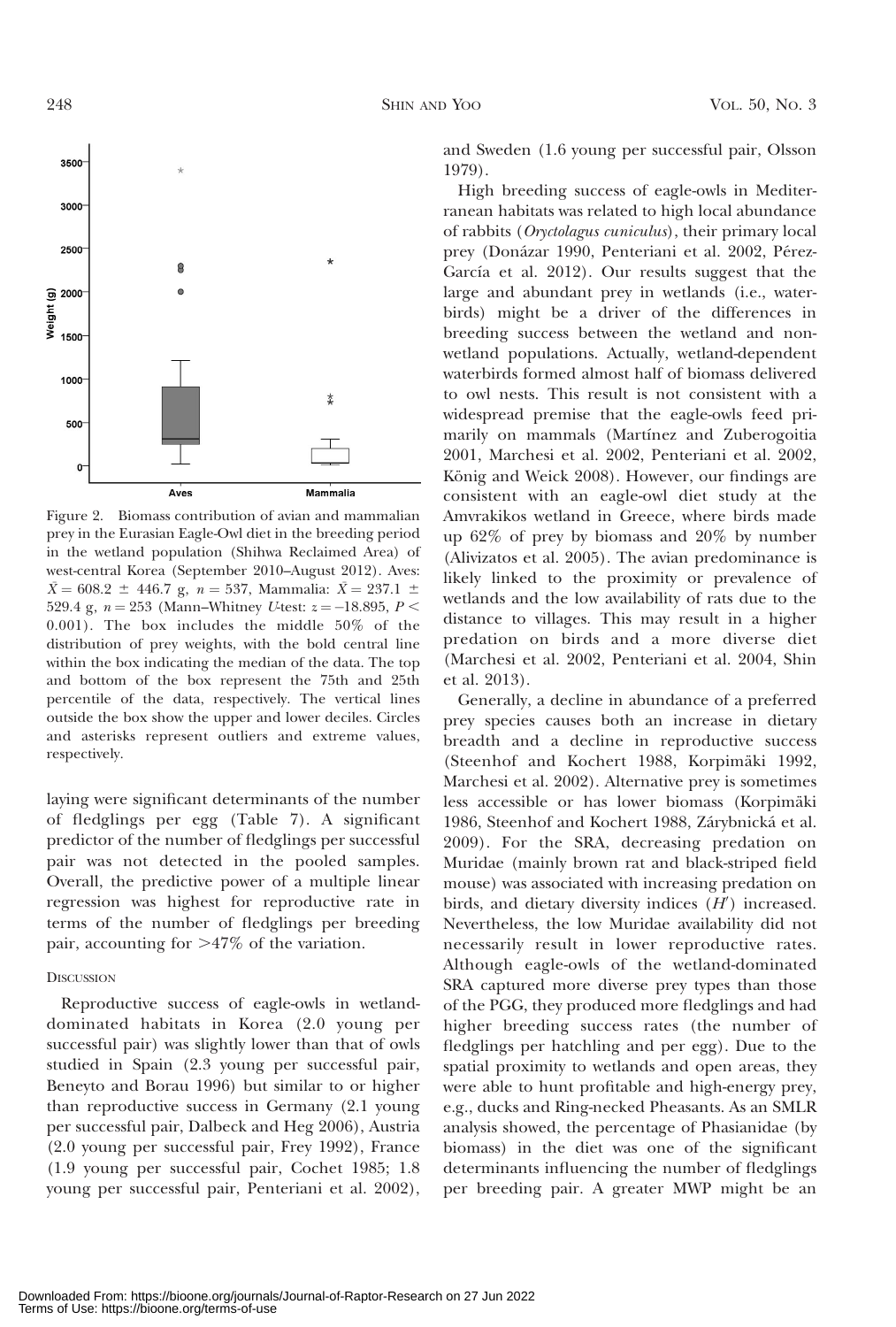Figure 2. Biomass contribution of avian and mammalian prey in the Eurasian Eagle-Owl diet in the breeding period in the wetland population (Shihwa Reclaimed Area) of west-central Korea (September 2010–August 2012). Aves: $\bar{X} = 608.2 \pm 446.7$ g, $n = 537$, Mammalia: $\bar{X} = 237.1 \pm 529.4$ g, $n = 253$ (Mann–Whitney *U*-test: $z = -18.895$, $P < 0.001$). The box includes the middle 50% of the distribution of prey weights, with the bold central line within the box indicating the median of the data. The top and bottom of the box represent the 75th and 25th percentile of the data, respectively. The vertical lines outside the box show the upper and lower deciles. Circles and asterisks represent outliers and extreme values, respectively.

laying were significant determinants of the number of fledglings per egg (Table 7). A significant predictor of the number of fledglings per successful pair was not detected in the pooled samples. Overall, the predictive power of a multiple linear regression was highest for reproductive rate in terms of the number of fledglings per breeding pair, accounting for >47% of the variation.

## DISCUSSION

Reproductive success of eagle-owls in wetland-dominated habitats in Korea (2.0 young per successful pair) was slightly lower than that of owls studied in Spain (2.3 young per successful pair, Beneyto and Borau 1996) but similar to or higher than reproductive success in Germany (2.1 young per successful pair, Dalbeck and Heg 2006), Austria (2.0 young per successful pair, Frey 1992), France (1.9 young per successful pair, Cochet 1985; 1.8 young per successful pair, Penteriani et al. 2002), and Sweden (1.6 young per successful pair, Olsson 1979).

High breeding success of eagle-owls in Mediterranean habitats was related to high local abundance of rabbits (*Oryctolagus cuniculus*), their primary local prey (Donázar 1990, Penteriani et al. 2002, Pérez-García et al. 2012). Our results suggest that the large and abundant prey in wetlands (i.e., waterbirds) might be a driver of the differences in breeding success between the wetland and nonwetland populations. Actually, wetland-dependent waterbirds formed almost half of biomass delivered to owl nests. This result is not consistent with a widespread premise that the eagle-owls feed primarily on mammals (Martínez and Zuberogoitia 2001, Marchesi et al. 2002, Penteriani et al. 2002, König and Weick 2008). However, our findings are consistent with an eagle-owl diet study at the Amvrakikos wetland in Greece, where birds made up 62% of prey by biomass and 20% by number (Alivizatos et al. 2005). The avian predominance is likely linked to the proximity or prevalence of wetlands and the low availability of rats due to the distance to villages. This may result in a higher predation on birds and a more diverse diet (Marchesi et al. 2002, Penteriani et al. 2004, Shin et al. 2013).

Generally, a decline in abundance of a preferred prey species causes both an increase in dietary breadth and a decline in reproductive success (Steenhof and Kochert 1988, Korpimäki 1992, Marchesi et al. 2002). Alternative prey is sometimes less accessible or has lower biomass (Korpimäki 1986, Steenhof and Kochert 1988, Zárybnická et al. 2009). For the SRA, decreasing predation on Muridae (mainly brown rat and black-striped field mouse) was associated with increasing predation on birds, and dietary diversity indices ($H'$) increased. Nevertheless, the low Muridae availability did not necessarily result in lower reproductive rates. Although eagle-owls of the wetland-dominated SRA captured more diverse prey types than those of the PGG, they produced more fledglings and had higher breeding success rates (the number of fledglings per hatchling and per egg). Due to the spatial proximity to wetlands and open areas, they were able to hunt profitable and high-energy prey, e.g., ducks and Ring-necked Pheasants. As an SMLR analysis showed, the percentage of Phasianidae (by biomass) in the diet was one of the significant determinants influencing the number of fledglings per breeding pair. A greater MWP might be an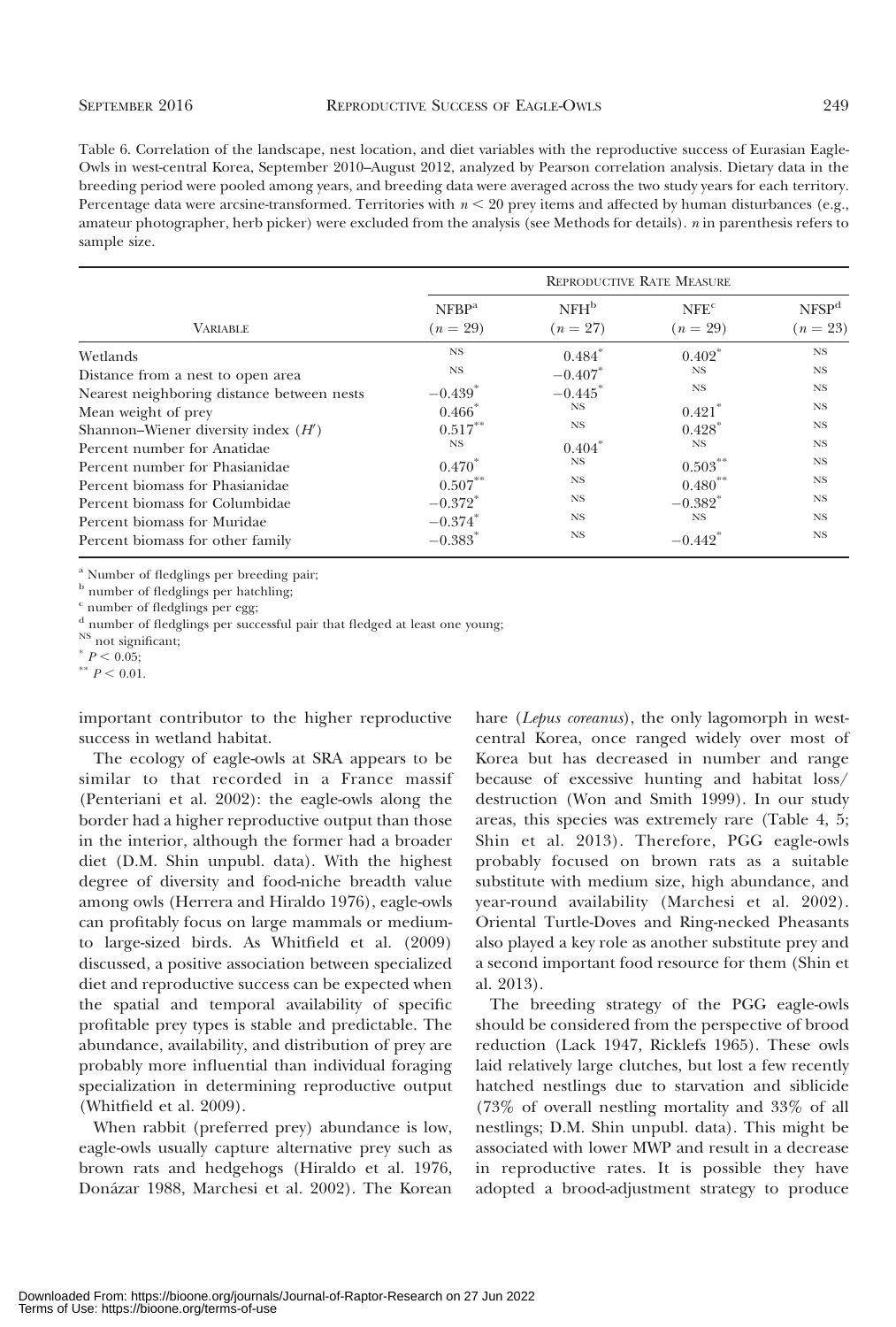Table 6. Correlation of the landscape, nest location, and diet variables with the reproductive success of Eurasian Eagle-Owls in west-central Korea, September 2010–August 2012, analyzed by Pearson correlation analysis. Dietary data in the breeding period were pooled among years, and breeding data were averaged across the two study years for each territory. Percentage data were arcsine-transformed. Territories with $n < 20$ prey items and affected by human disturbances (e.g., amateur photographer, herb picker) were excluded from the analysis (see Methods for details). $n$ in parenthesis refers to sample size.

| | Reproductive Rate Measure | | | |
|---|---|---|---|---|
| Variable | NFBP[a] ($n = 29$) | NFH[b] ($n = 27$) | NFE[c] ($n = 29$) | NFSP[d] ($n = 23$) |
| Wetlands | NS | 0.484* | 0.402* | NS |
| Distance from a nest to open area | NS | −0.407* | NS | NS |
| Nearest neighboring distance between nests | −0.439* | −0.445* | NS | NS |
| Mean weight of prey | 0.466* | NS | 0.421* | NS |
| Shannon–Wiener diversity index ($H'$) | 0.517** | NS | 0.428* | NS |
| Percent number for Anatidae | NS | 0.404* | NS | NS |
| Percent number for Phasianidae | 0.470* | NS | 0.503** | NS |
| Percent biomass for Phasianidae | 0.507** | NS | 0.480** | NS |
| Percent biomass for Columbidae | −0.372* | NS | −0.382* | NS |
| Percent biomass for Muridae | −0.374* | NS | NS | NS |
| Percent biomass for other family | −0.383* | NS | −0.442* | NS |

[a] Number of fledglings per breeding pair;
[b] number of fledglings per hatchling;
[c] number of fledglings per egg;
[d] number of fledglings per successful pair that fledged at least one young;
NS not significant;
* $P < 0.05$;
** $P < 0.01$.

important contributor to the higher reproductive success in wetland habitat.

The ecology of eagle-owls at SRA appears to be similar to that recorded in a France massif (Penteriani et al. 2002): the eagle-owls along the border had a higher reproductive output than those in the interior, although the former had a broader diet (D.M. Shin unpubl. data). With the highest degree of diversity and food-niche breadth value among owls (Herrera and Hiraldo 1976), eagle-owls can profitably focus on large mammals or medium- to large-sized birds. As Whitfield et al. (2009) discussed, a positive association between specialized diet and reproductive success can be expected when the spatial and temporal availability of specific profitable prey types is stable and predictable. The abundance, availability, and distribution of prey are probably more influential than individual foraging specialization in determining reproductive output (Whitfield et al. 2009).

When rabbit (preferred prey) abundance is low, eagle-owls usually capture alternative prey such as brown rats and hedgehogs (Hiraldo et al. 1976, Donázar 1988, Marchesi et al. 2002). The Korean hare (*Lepus coreanus*), the only lagomorph in west-central Korea, once ranged widely over most of Korea but has decreased in number and range because of excessive hunting and habitat loss/destruction (Won and Smith 1999). In our study areas, this species was extremely rare (Table 4, 5; Shin et al. 2013). Therefore, PGG eagle-owls probably focused on brown rats as a suitable substitute with medium size, high abundance, and year-round availability (Marchesi et al. 2002). Oriental Turtle-Doves and Ring-necked Pheasants also played a key role as another substitute prey and a second important food resource for them (Shin et al. 2013).

The breeding strategy of the PGG eagle-owls should be considered from the perspective of brood reduction (Lack 1947, Ricklefs 1965). These owls laid relatively large clutches, but lost a few recently hatched nestlings due to starvation and siblicide (73% of overall nestling mortality and 33% of all nestlings; D.M. Shin unpubl. data). This might be associated with lower MWP and result in a decrease in reproductive rates. It is possible they have adopted a brood-adjustment strategy to produce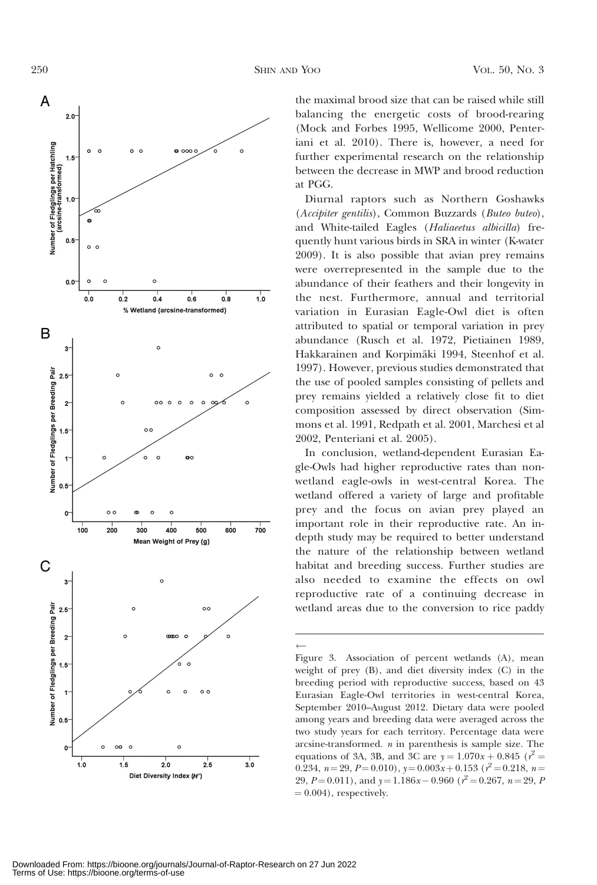the maximal brood size that can be raised while still balancing the energetic costs of brood-rearing (Mock and Forbes 1995, Wellicome 2000, Penteriani et al. 2010). There is, however, a need for further experimental research on the relationship between the decrease in MWP and brood reduction at PGG.

Diurnal raptors such as Northern Goshawks (*Accipiter gentilis*), Common Buzzards (*Buteo buteo*), and White-tailed Eagles (*Haliaeetus albicilla*) frequently hunt various birds in SRA in winter (K-water 2009). It is also possible that avian prey remains were overrepresented in the sample due to the abundance of their feathers and their longevity in the nest. Furthermore, annual and territorial variation in Eurasian Eagle-Owl diet is often attributed to spatial or temporal variation in prey abundance (Rusch et al. 1972, Pietiainen 1989, Hakkarainen and Korpimäki 1994, Steenhof et al. 1997). However, previous studies demonstrated that the use of pooled samples consisting of pellets and prey remains yielded a relatively close fit to diet composition assessed by direct observation (Simmons et al. 1991, Redpath et al. 2001, Marchesi et al 2002, Penteriani et al. 2005).

In conclusion, wetland-dependent Eurasian Eagle-Owls had higher reproductive rates than nonwetland eagle-owls in west-central Korea. The wetland offered a variety of large and profitable prey and the focus on avian prey played an important role in their reproductive rate. An in-depth study may be required to better understand the nature of the relationship between wetland habitat and breeding success. Further studies are also needed to examine the effects on owl reproductive rate of a continuing decrease in wetland areas due to the conversion to rice paddy

←

Figure 3. Association of percent wetlands (A), mean weight of prey (B), and diet diversity index (C) in the breeding period with reproductive success, based on 43 Eurasian Eagle-Owl territories in west-central Korea, September 2010–August 2012. Dietary data were pooled among years and breeding data were averaged across the two study years for each territory. Percentage data were arcsine-transformed. *n* in parenthesis is sample size. The equations of 3A, 3B, and 3C are $y = 1.070x + 0.845$ ($r^2 = 0.234$, $n = 29$, $P = 0.010$), $y = 0.003x + 0.153$ ($r^2 = 0.218$, $n = 29$, $P = 0.011$), and $y = 1.186x - 0.960$ ($r^2 = 0.267$, $n = 29$, $P = 0.004$), respectively.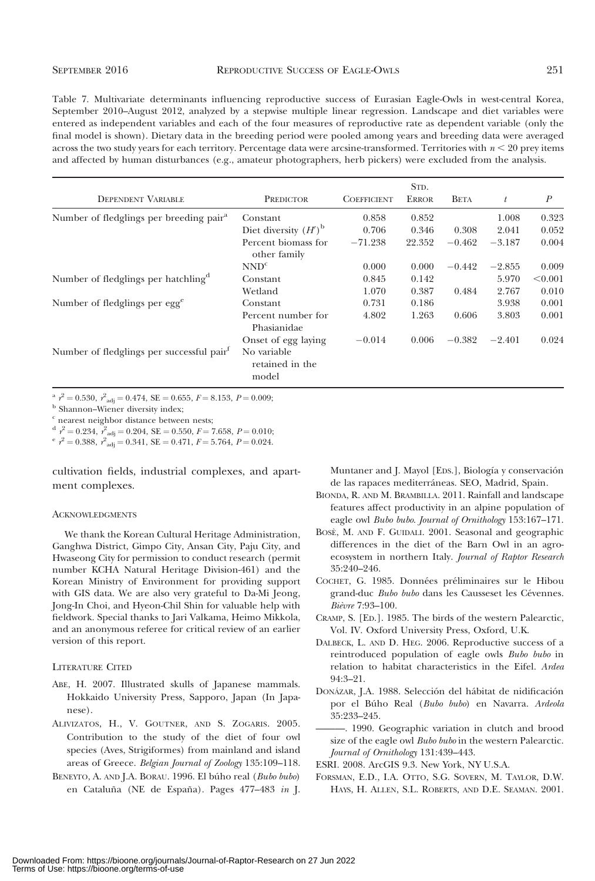Table 7. Multivariate determinants influencing reproductive success of Eurasian Eagle-Owls in west-central Korea, September 2010–August 2012, analyzed by a stepwise multiple linear regression. Landscape and diet variables were entered as independent variables and each of the four measures of reproductive rate as dependent variable (only the final model is shown). Dietary data in the breeding period were pooled among years and breeding data were averaged across the two study years for each territory. Percentage data were arcsine-transformed. Territories with $n < 20$ prey items and affected by human disturbances (e.g., amateur photographers, herb pickers) were excluded from the analysis.

| Dependent Variable | Predictor | Coefficient | Std. Error | Beta | $t$ | $P$ |
|---|---|---|---|---|---|---|
| Number of fledglings per breeding pair[a] | Constant | 0.858 | 0.852 | | 1.008 | 0.323 |
| | Diet diversity ($H'$)[b] | 0.706 | 0.346 | 0.308 | 2.041 | 0.052 |
| | Percent biomass for other family | −71.238 | 22.352 | −0.462 | −3.187 | 0.004 |
| | NND[c] | 0.000 | 0.000 | −0.442 | −2.855 | 0.009 |
| Number of fledglings per hatchling[d] | Constant | 0.845 | 0.142 | | 5.970 | <0.001 |
| | Wetland | 1.070 | 0.387 | 0.484 | 2.767 | 0.010 |
| Number of fledglings per egg[e] | Constant | 0.731 | 0.186 | | 3.938 | 0.001 |
| | Percent number for Phasianidae | 4.802 | 1.263 | 0.606 | 3.803 | 0.001 |
| | Onset of egg laying | −0.014 | 0.006 | −0.382 | −2.401 | 0.024 |
| Number of fledglings per successful pair[f] | No variable retained in the model | | | | | |

[a] $r^2 = 0.530$, $r^2_{adj} = 0.474$, SE = 0.655, $F = 8.153$, $P = 0.009$;
[b] Shannon–Wiener diversity index;
[c] nearest neighbor distance between nests;
[d] $r^2 = 0.234$, $r^2_{adj} = 0.204$, SE = 0.550, $F = 7.658$, $P = 0.010$;
[e] $r^2 = 0.388$, $r^2_{adj} = 0.341$, SE = 0.471, $F = 5.764$, $P = 0.024$.

cultivation fields, industrial complexes, and apartment complexes.

## Acknowledgments

We thank the Korean Cultural Heritage Administration, Ganghwa District, Gimpo City, Ansan City, Paju City, and Hwaseong City for permission to conduct research (permit number KCHA Natural Heritage Division-461) and the Korean Ministry of Environment for providing support with GIS data. We are also very grateful to Da-Mi Jeong, Jong-In Choi, and Hyeon-Chil Shin for valuable help with fieldwork. Special thanks to Jari Valkama, Heimo Mikkola, and an anonymous referee for critical review of an earlier version of this report.

## Literature Cited

Abe, H. 2007. Illustrated skulls of Japanese mammals. Hokkaido University Press, Sapporo, Japan (In Japanese).

Alivizatos, H., V. Goutner, and S. Zogaris. 2005. Contribution to the study of the diet of four owl species (Aves, Strigiformes) from mainland and island areas of Greece. *Belgian Journal of Zoology* 135:109–118.

Beneyto, A. and J.A. Borau. 1996. El búho real (*Bubo bubo*) en Cataluña (NE de España). Pages 477–483 *in* J. Muntaner and J. Mayol [Eds.], Biología y conservación de las rapaces mediterráneas. SEO, Madrid, Spain.

Bionda, R. and M. Brambilla. 2011. Rainfall and landscape features affect productivity in an alpine population of eagle owl *Bubo bubo*. *Journal of Ornithology* 153:167–171.

Bosè, M. and F. Guidali. 2001. Seasonal and geographic differences in the diet of the Barn Owl in an agro-ecosystem in northern Italy. *Journal of Raptor Research* 35:240–246.

Cochet, G. 1985. Données préliminaires sur le Hibou grand-duc *Bubo bubo* dans les Causseset les Cévennes. *Bièvre* 7:93–100.

Cramp, S. [Ed.]. 1985. The birds of the western Palearctic, Vol. IV. Oxford University Press, Oxford, U.K.

Dalbeck, L. and D. Heg. 2006. Reproductive success of a reintroduced population of eagle owls *Bubo bubo* in relation to habitat characteristics in the Eifel. *Ardea* 94:3–21.

Donázar, J.A. 1988. Selección del hábitat de nidificación por el Búho Real (*Bubo bubo*) en Navarra. *Ardeola* 35:233–245.

———. 1990. Geographic variation in clutch and brood size of the eagle owl *Bubo bubo* in the western Palearctic. *Journal of Ornithology* 131:439–443.

ESRI. 2008. ArcGIS 9.3. New York, NY U.S.A.

Forsman, E.D., I.A. Otto, S.G. Sovern, M. Taylor, D.W. Hays, H. Allen, S.L. Roberts, and D.E. Seaman. 2001.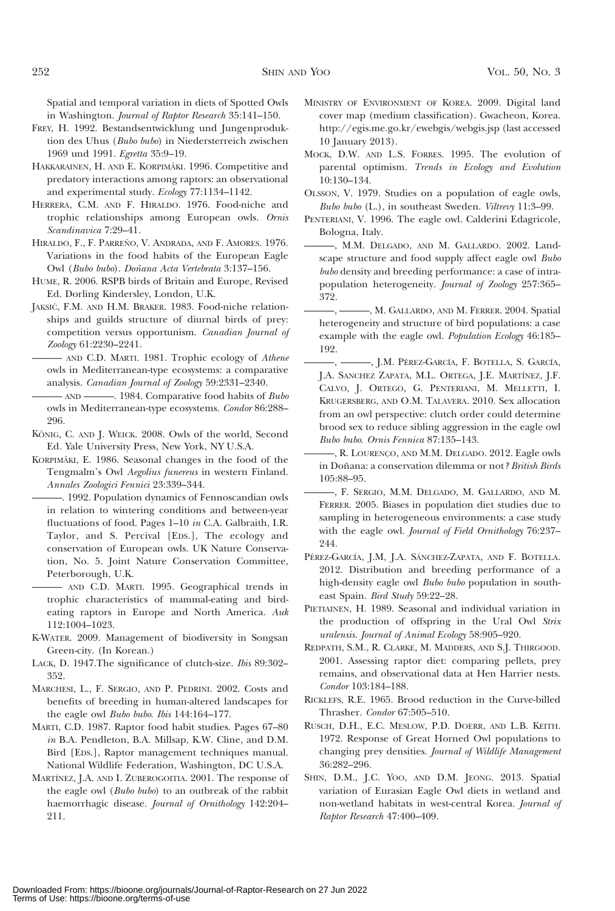Spatial and temporal variation in diets of Spotted Owls in Washington. *Journal of Raptor Research* 35:141–150.

Frey, H. 1992. Bestandsentwicklung und Jungenproduktion des Uhus (*Bubo bubo*) in Niedersterreich zwischen 1969 und 1991. *Egretta* 35:9–19.

Hakkarainen, H. and E. Korpimäki. 1996. Competitive and predatory interactions among raptors: an observational and experimental study. *Ecology* 77:1134–1142.

Herrera, C.M. and F. Hiraldo. 1976. Food-niche and trophic relationships among European owls. *Ornis Scandinavica* 7:29–41.

Hiraldo, F., F. Parreño, V. Andrada, and F. Amores. 1976. Variations in the food habits of the European Eagle Owl (*Bubo bubo*). *Doñana Acta Vertebrata* 3:137–156.

Hume, R. 2006. RSPB birds of Britain and Europe, Revised Ed. Dorling Kindersley, London, U.K.

Jaksić, F.M. and H.M. Braker. 1983. Food-niche relationships and guilds structure of diurnal birds of prey: competition versus opportunism. *Canadian Journal of Zoology* 61:2230–2241.

——— and C.D. Marti. 1981. Trophic ecology of *Athene* owls in Mediterranean-type ecosystems: a comparative analysis. *Canadian Journal of Zoology* 59:2331–2340.

——— and ———. 1984. Comparative food habits of *Bubo* owls in Mediterranean-type ecosystems. *Condor* 86:288–296.

König, C. and J. Weick. 2008. Owls of the world, Second Ed. Yale University Press, New York, NY U.S.A.

Korpimäki, E. 1986. Seasonal changes in the food of the Tengmalm's Owl *Aegolius funereus* in western Finland. *Annales Zoologici Fennici* 23:339–344.

———. 1992. Population dynamics of Fennoscandian owls in relation to wintering conditions and between-year fluctuations of food. Pages 1–10 *in* C.A. Galbraith, I.R. Taylor, and S. Percival [Eds.], The ecology and conservation of European owls. UK Nature Conservation, No. 5. Joint Nature Conservation Committee, Peterborough, U.K.

——— and C.D. Marti. 1995. Geographical trends in trophic characteristics of mammal-eating and bird-eating raptors in Europe and North America. *Auk* 112:1004–1023.

K-Water. 2009. Management of biodiversity in Songsan Green-city. (In Korean.)

Lack, D. 1947.The significance of clutch-size. *Ibis* 89:302–352.

Marchesi, L., F. Sergio, and P. Pedrini. 2002. Costs and benefits of breeding in human-altered landscapes for the eagle owl *Bubo bubo*. *Ibis* 144:164–177.

Marti, C.D. 1987. Raptor food habit studies. Pages 67–80 *in* B.A. Pendleton, B.A. Millsap, K.W. Cline, and D.M. Bird [Eds.], Raptor management techniques manual. National Wildlife Federation, Washington, DC U.S.A.

Martínez, J.A. and I. Zuberogoitia. 2001. The response of the eagle owl (*Bubo bubo*) to an outbreak of the rabbit haemorrhagic disease. *Journal of Ornithology* 142:204–211.

Ministry of Environment of Korea. 2009. Digital land cover map (medium classification). Gwacheon, Korea. http://egis.me.go.kr/ewebgis/webgis.jsp (last accessed 10 January 2013).

Mock, D.W. and L.S. Forbes. 1995. The evolution of parental optimism. *Trends in Ecology and Evolution* 10:130–134.

Olsson, V. 1979. Studies on a population of eagle owls, *Bubo bubo* (L.), in southeast Sweden. *Viltrevy* 11:3–99.

Penteriani, V. 1996. The eagle owl. Calderini Edagricole, Bologna, Italy.

———, M.M. Delgado, and M. Gallardo. 2002. Landscape structure and food supply affect eagle owl *Bubo bubo* density and breeding performance: a case of intra-population heterogeneity. *Journal of Zoology* 257:365–372.

———, ———, M. Gallardo, and M. Ferrer. 2004. Spatial heterogeneity and structure of bird populations: a case example with the eagle owl. *Population Ecology* 46:185–192.

———, ———, J.M. Pérez-García, F. Botella, S. García, J.A. Sanchez Zapata, M.L. Ortega, J.E. Martínez, J.F. Calvo, J. Ortego, G. Penteriani, M. Melletti, I. Krugersberg, and O.M. Talavera. 2010. Sex allocation from an owl perspective: clutch order could determine brood sex to reduce sibling aggression in the eagle owl *Bubo bubo*. *Ornis Fennica* 87:135–143.

———, R. Lourenço, and M.M. Delgado. 2012. Eagle owls in Doñana: a conservation dilemma or not? *British Birds* 105:88–95.

———, F. Sergio, M.M. Delgado, M. Gallardo, and M. Ferrer. 2005. Biases in population diet studies due to sampling in heterogeneous environments: a case study with the eagle owl. *Journal of Field Ornithology* 76:237–244.

Pérez-García, J.M, J.A. Sánchez-Zapata, and F. Botella. 2012. Distribution and breeding performance of a high-density eagle owl *Bubo bubo* population in southeast Spain. *Bird Study* 59:22–28.

Pietiainen, H. 1989. Seasonal and individual variation in the production of offspring in the Ural Owl *Strix uralensis*. *Journal of Animal Ecology* 58:905–920.

Redpath, S.M., R. Clarke, M. Madders, and S.J. Thirgood. 2001. Assessing raptor diet: comparing pellets, prey remains, and observational data at Hen Harrier nests. *Condor* 103:184–188.

Ricklefs, R.E. 1965. Brood reduction in the Curve-billed Thrasher. *Condor* 67:505–510.

Rusch, D.H., E.C. Meslow, P.D. Doerr, and L.B. Keith. 1972. Response of Great Horned Owl populations to changing prey densities. *Journal of Wildlife Management* 36:282–296.

Shin, D.M., J.C. Yoo, and D.M. Jeong. 2013. Spatial variation of Eurasian Eagle Owl diets in wetland and non-wetland habitats in west-central Korea. *Journal of Raptor Research* 47:400–409.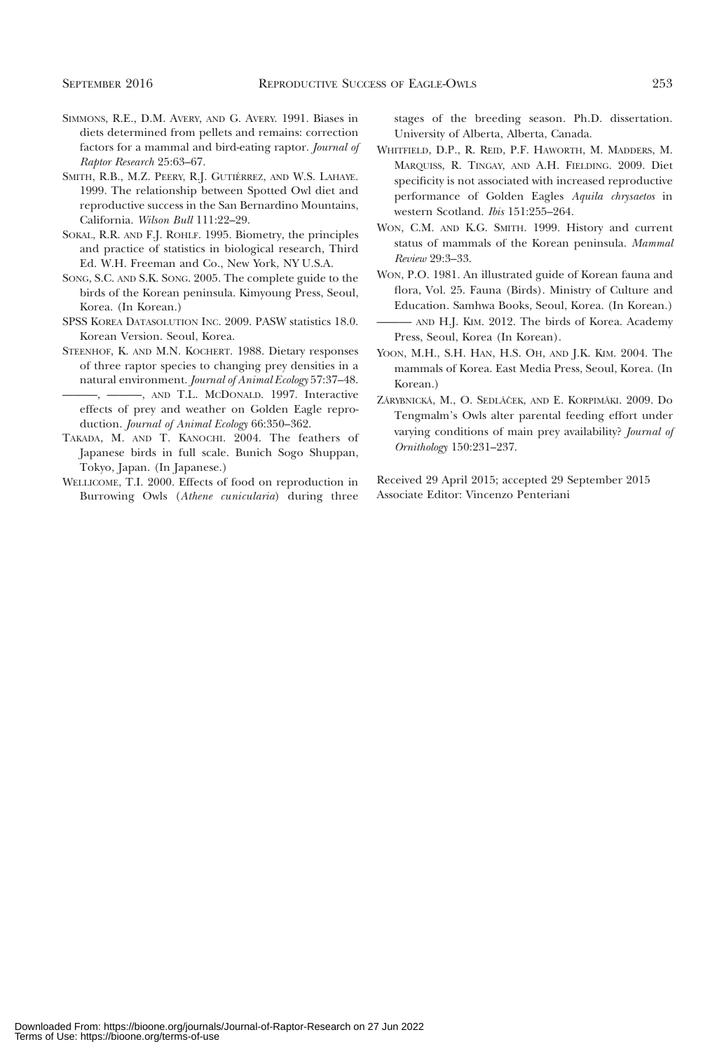SIMMONS, R.E., D.M. AVERY, AND G. AVERY. 1991. Biases in diets determined from pellets and remains: correction factors for a mammal and bird-eating raptor. *Journal of Raptor Research* 25:63–67.

SMITH, R.B., M.Z. PEERY, R.J. GUTIÉRREZ, AND W.S. LAHAYE. 1999. The relationship between Spotted Owl diet and reproductive success in the San Bernardino Mountains, California. *Wilson Bull* 111:22–29.

SOKAL, R.R. AND F.J. ROHLF. 1995. Biometry, the principles and practice of statistics in biological research, Third Ed. W.H. Freeman and Co., New York, NY U.S.A.

SONG, S.C. AND S.K. SONG. 2005. The complete guide to the birds of the Korean peninsula. Kimyoung Press, Seoul, Korea. (In Korean.)

SPSS KOREA DATASOLUTION INC. 2009. PASW statistics 18.0. Korean Version. Seoul, Korea.

STEENHOF, K. AND M.N. KOCHERT. 1988. Dietary responses of three raptor species to changing prey densities in a natural environment. *Journal of Animal Ecology* 57:37–48.

———, ———, AND T.L. MCDONALD. 1997. Interactive effects of prey and weather on Golden Eagle reproduction. *Journal of Animal Ecology* 66:350–362.

TAKADA, M. AND T. KANOCHI. 2004. The feathers of Japanese birds in full scale. Bunich Sogo Shuppan, Tokyo, Japan. (In Japanese.)

WELLICOME, T.I. 2000. Effects of food on reproduction in Burrowing Owls (*Athene cunicularia*) during three stages of the breeding season. Ph.D. dissertation. University of Alberta, Alberta, Canada.

WHITFIELD, D.P., R. REID, P.F. HAWORTH, M. MADDERS, M. MARQUISS, R. TINGAY, AND A.H. FIELDING. 2009. Diet specificity is not associated with increased reproductive performance of Golden Eagles *Aquila chrysaetos* in western Scotland. *Ibis* 151:255–264.

WON, C.M. AND K.G. SMITH. 1999. History and current status of mammals of the Korean peninsula. *Mammal Review* 29:3–33.

WON, P.O. 1981. An illustrated guide of Korean fauna and flora, Vol. 25. Fauna (Birds). Ministry of Culture and Education. Samhwa Books, Seoul, Korea. (In Korean.)

——— AND H.J. KIM. 2012. The birds of Korea. Academy Press, Seoul, Korea (In Korean).

YOON, M.H., S.H. HAN, H.S. OH, AND J.K. KIM. 2004. The mammals of Korea. East Media Press, Seoul, Korea. (In Korean.)

ZÁRYBNICKÁ, M., O. SEDLÁČEK, AND E. KORPIMÄKI. 2009. Do Tengmalm's Owls alter parental feeding effort under varying conditions of main prey availability? *Journal of Ornithology* 150:231–237.

Received 29 April 2015; accepted 29 September 2015
Associate Editor: Vincenzo Penteriani